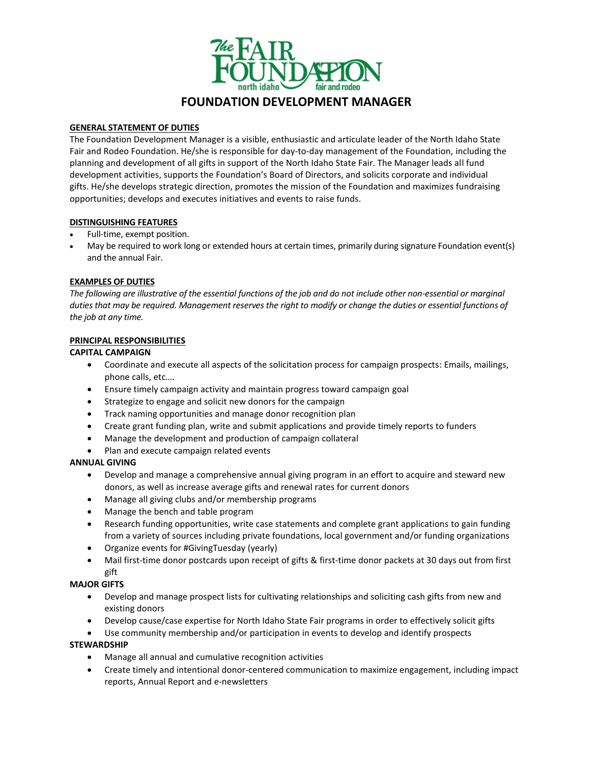# FOUNDATION DEVELOPMENT MANAGER

**GENERAL STATEMENT OF DUTIES**

The Foundation Development Manager is a visible, enthusiastic and articulate leader of the North Idaho State Fair and Rodeo Foundation. He/she is responsible for day-to-day management of the Foundation, including the planning and development of all gifts in support of the North Idaho State Fair. The Manager leads all fund development activities, supports the Foundation's Board of Directors, and solicits corporate and individual gifts. He/she develops strategic direction, promotes the mission of the Foundation and maximizes fundraising opportunities; develops and executes initiatives and events to raise funds.

**DISTINGUISHING FEATURES**

- Full-time, exempt position.
- May be required to work long or extended hours at certain times, primarily during signature Foundation event(s) and the annual Fair.

**EXAMPLES OF DUTIES**

*The following are illustrative of the essential functions of the job and do not include other non-essential or marginal duties that may be required. Management reserves the right to modify or change the duties or essential functions of the job at any time.*

**PRINCIPAL RESPONSIBILITIES**

**CAPITAL CAMPAIGN**

- Coordinate and execute all aspects of the solicitation process for campaign prospects: Emails, mailings, phone calls, etc….
- Ensure timely campaign activity and maintain progress toward campaign goal
- Strategize to engage and solicit new donors for the campaign
- Track naming opportunities and manage donor recognition plan
- Create grant funding plan, write and submit applications and provide timely reports to funders
- Manage the development and production of campaign collateral
- Plan and execute campaign related events

**ANNUAL GIVING**

- Develop and manage a comprehensive annual giving program in an effort to acquire and steward new donors, as well as increase average gifts and renewal rates for current donors
- Manage all giving clubs and/or membership programs
- Manage the bench and table program
- Research funding opportunities, write case statements and complete grant applications to gain funding from a variety of sources including private foundations, local government and/or funding organizations
- Organize events for #GivingTuesday (yearly)
- Mail first-time donor postcards upon receipt of gifts & first-time donor packets at 30 days out from first gift

**MAJOR GIFTS**

- Develop and manage prospect lists for cultivating relationships and soliciting cash gifts from new and existing donors
- Develop cause/case expertise for North Idaho State Fair programs in order to effectively solicit gifts
- Use community membership and/or participation in events to develop and identify prospects

**STEWARDSHIP**

- Manage all annual and cumulative recognition activities
- Create timely and intentional donor-centered communication to maximize engagement, including impact reports, Annual Report and e-newsletters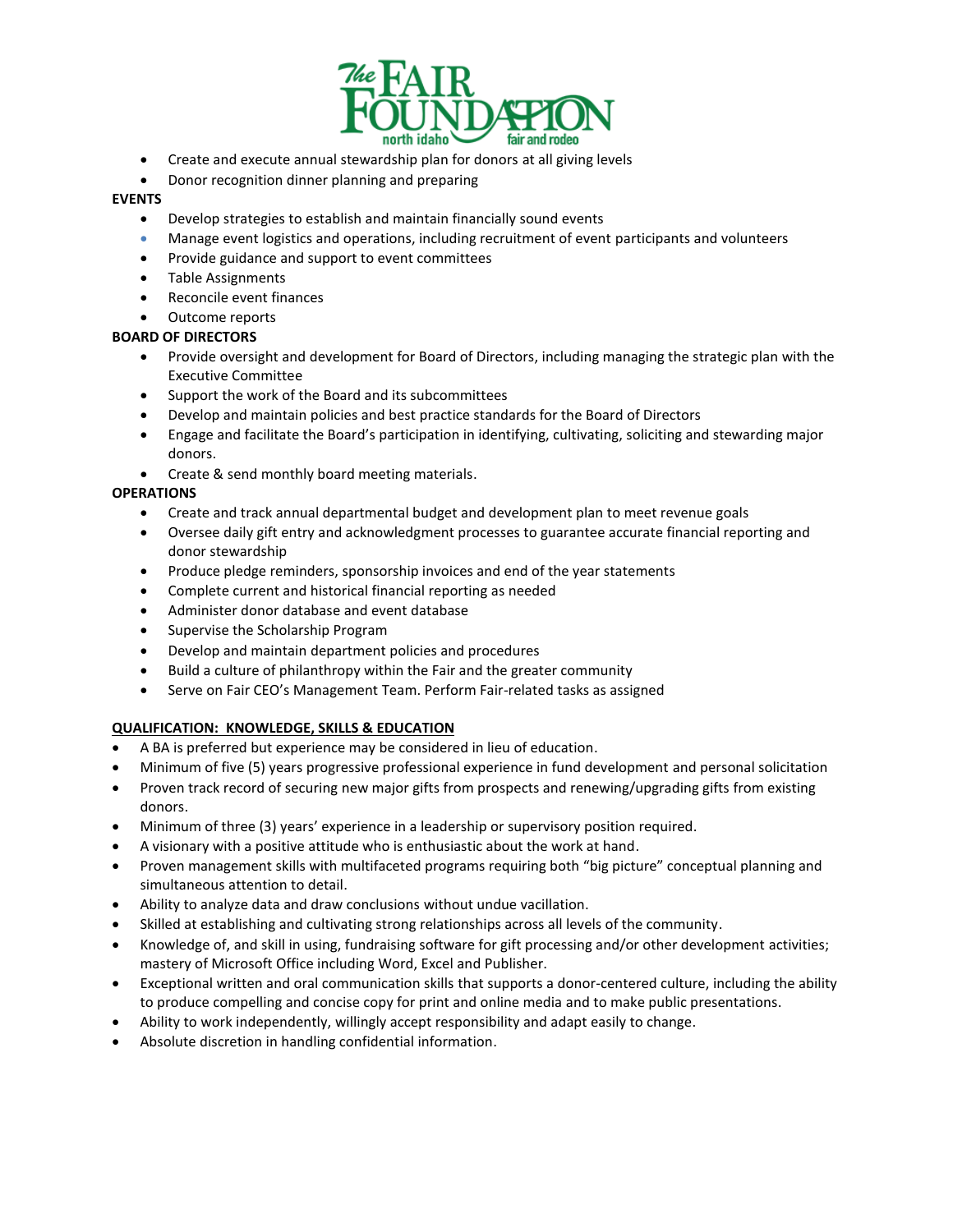- Create and execute annual stewardship plan for donors at all giving levels
- Donor recognition dinner planning and preparing

**EVENTS**

- Develop strategies to establish and maintain financially sound events
- Manage event logistics and operations, including recruitment of event participants and volunteers
- Provide guidance and support to event committees
- Table Assignments
- Reconcile event finances
- Outcome reports

**BOARD OF DIRECTORS**

- Provide oversight and development for Board of Directors, including managing the strategic plan with the Executive Committee
- Support the work of the Board and its subcommittees
- Develop and maintain policies and best practice standards for the Board of Directors
- Engage and facilitate the Board's participation in identifying, cultivating, soliciting and stewarding major donors.
- Create & send monthly board meeting materials.

**OPERATIONS**

- Create and track annual departmental budget and development plan to meet revenue goals
- Oversee daily gift entry and acknowledgment processes to guarantee accurate financial reporting and donor stewardship
- Produce pledge reminders, sponsorship invoices and end of the year statements
- Complete current and historical financial reporting as needed
- Administer donor database and event database
- Supervise the Scholarship Program
- Develop and maintain department policies and procedures
- Build a culture of philanthropy within the Fair and the greater community
- Serve on Fair CEO's Management Team. Perform Fair-related tasks as assigned

**QUALIFICATION: KNOWLEDGE, SKILLS & EDUCATION**

- A BA is preferred but experience may be considered in lieu of education.
- Minimum of five (5) years progressive professional experience in fund development and personal solicitation
- Proven track record of securing new major gifts from prospects and renewing/upgrading gifts from existing donors.
- Minimum of three (3) years' experience in a leadership or supervisory position required.
- A visionary with a positive attitude who is enthusiastic about the work at hand.
- Proven management skills with multifaceted programs requiring both "big picture" conceptual planning and simultaneous attention to detail.
- Ability to analyze data and draw conclusions without undue vacillation.
- Skilled at establishing and cultivating strong relationships across all levels of the community.
- Knowledge of, and skill in using, fundraising software for gift processing and/or other development activities; mastery of Microsoft Office including Word, Excel and Publisher.
- Exceptional written and oral communication skills that supports a donor-centered culture, including the ability to produce compelling and concise copy for print and online media and to make public presentations.
- Ability to work independently, willingly accept responsibility and adapt easily to change.
- Absolute discretion in handling confidential information.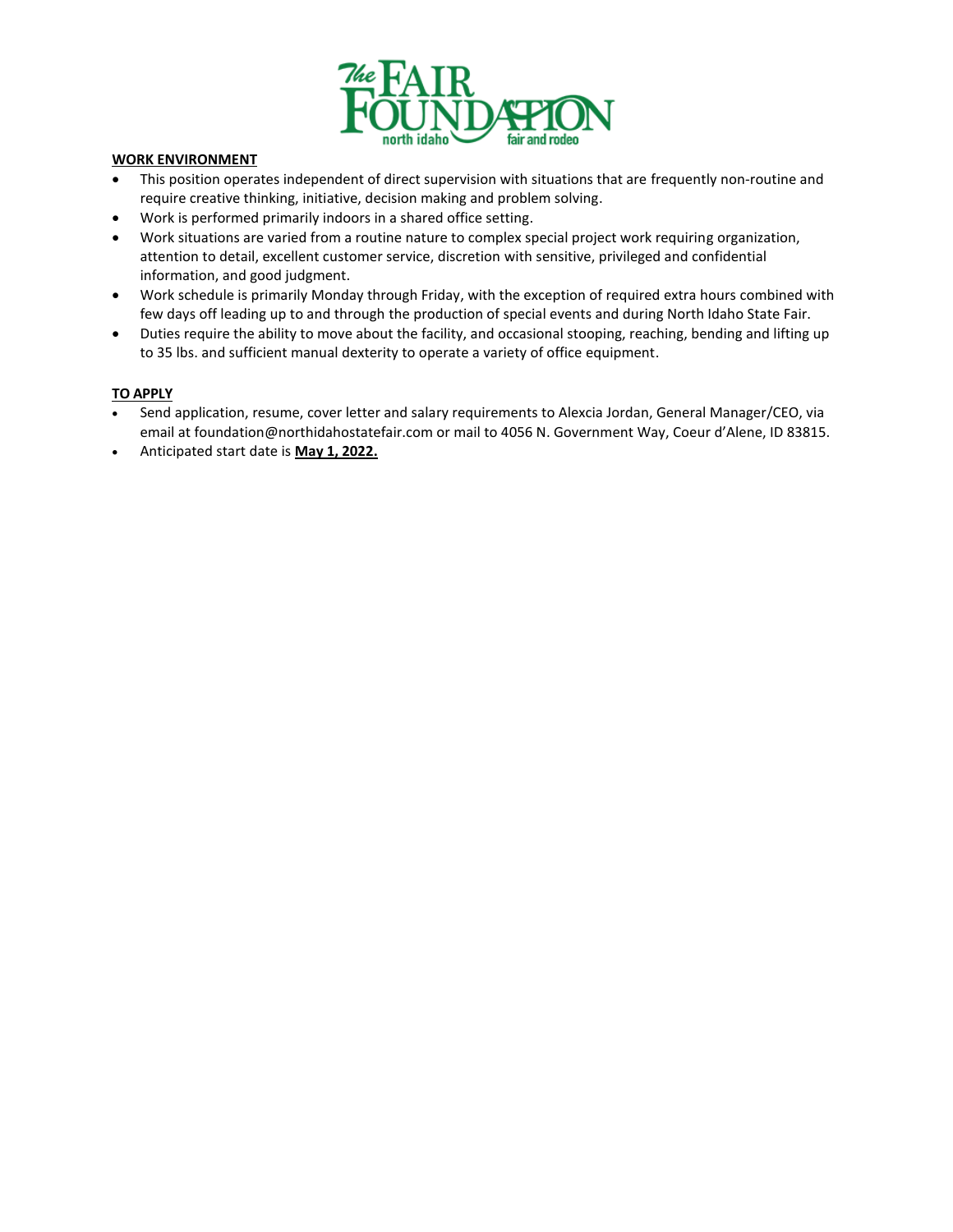## WORK ENVIRONMENT

- This position operates independent of direct supervision with situations that are frequently non-routine and require creative thinking, initiative, decision making and problem solving.
- Work is performed primarily indoors in a shared office setting.
- Work situations are varied from a routine nature to complex special project work requiring organization, attention to detail, excellent customer service, discretion with sensitive, privileged and confidential information, and good judgment.
- Work schedule is primarily Monday through Friday, with the exception of required extra hours combined with few days off leading up to and through the production of special events and during North Idaho State Fair.
- Duties require the ability to move about the facility, and occasional stooping, reaching, bending and lifting up to 35 lbs. and sufficient manual dexterity to operate a variety of office equipment.

## TO APPLY

- Send application, resume, cover letter and salary requirements to Alexcia Jordan, General Manager/CEO, via email at foundation@northidahostatefair.com or mail to 4056 N. Government Way, Coeur d'Alene, ID 83815.
- Anticipated start date is **May 1, 2022.**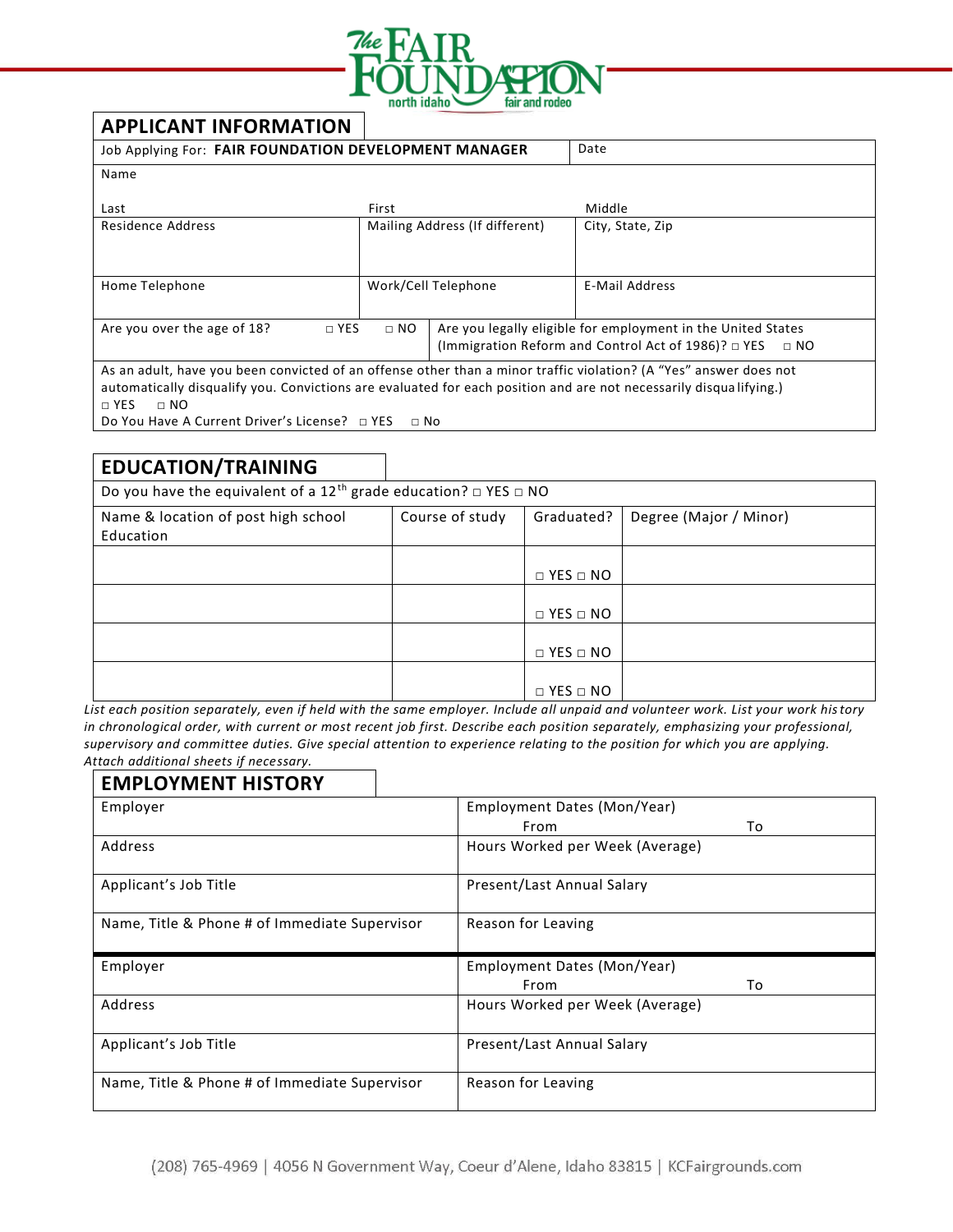The Fair Foundation — north idaho fair and rodeo

## APPLICANT INFORMATION

| Job Applying For: **FAIR FOUNDATION DEVELOPMENT MANAGER** | | Date |
|---|---|---|
| Name<br><br>Last | First | Middle |
| Residence Address | Mailing Address (If different) | City, State, Zip |
| Home Telephone | Work/Cell Telephone | E-Mail Address |
| Are you over the age of 18? □ YES □ NO | Are you legally eligible for employment in the United States (Immigration Reform and Control Act of 1986)? □ YES □ NO | |

As an adult, have you been convicted of an offense other than a minor traffic violation? (A "Yes" answer does not automatically disqualify you. Convictions are evaluated for each position and are not necessarily disqualifying.)
□ YES □ NO
Do You Have A Current Driver's License? □ YES □ No

## EDUCATION/TRAINING

Do you have the equivalent of a 12th grade education? □ YES □ NO

| Name & location of post high school Education | Course of study | Graduated? | Degree (Major / Minor) |
|---|---|---|---|
| | | □ YES □ NO | |
| | | □ YES □ NO | |
| | | □ YES □ NO | |
| | | □ YES □ NO | |

*List each position separately, even if held with the same employer. Include all unpaid and volunteer work. List your work history in chronological order, with current or most recent job first. Describe each position separately, emphasizing your professional, supervisory and committee duties. Give special attention to experience relating to the position for which you are applying. Attach additional sheets if necessary.*

## EMPLOYMENT HISTORY

| Employer | Employment Dates (Mon/Year)<br>From To |
|---|---|
| Address | Hours Worked per Week (Average) |
| Applicant's Job Title | Present/Last Annual Salary |
| Name, Title & Phone # of Immediate Supervisor | Reason for Leaving |

| Employer | Employment Dates (Mon/Year)<br>From To |
|---|---|
| Address | Hours Worked per Week (Average) |
| Applicant's Job Title | Present/Last Annual Salary |
| Name, Title & Phone # of Immediate Supervisor | Reason for Leaving |

(208) 765-4969 | 4056 N Government Way, Coeur d'Alene, Idaho 83815 | KCFairgrounds.com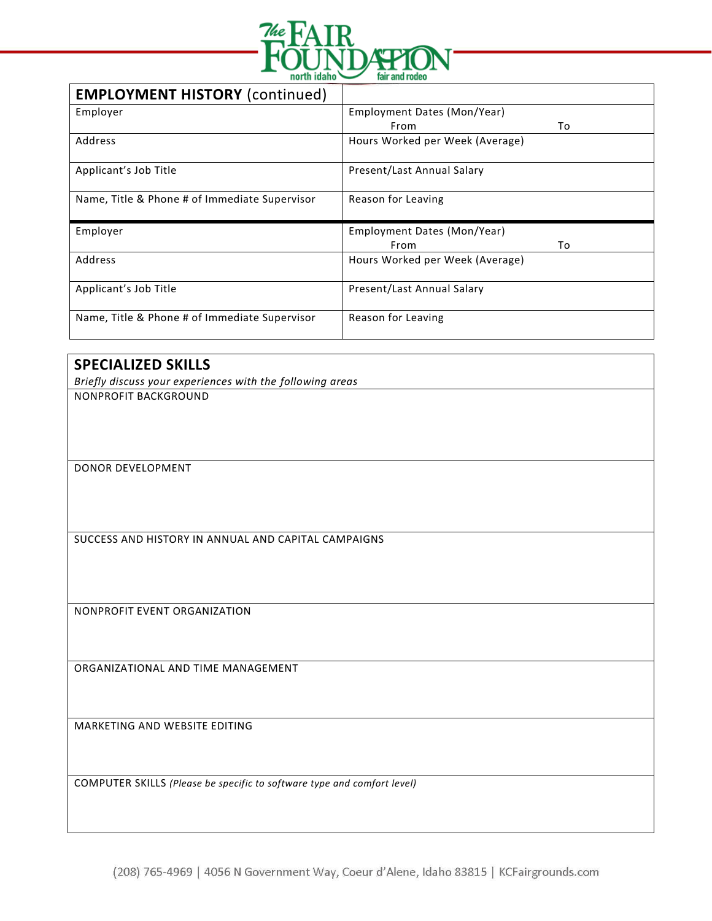| **EMPLOYMENT HISTORY** (continued) | |
|---|---|
| Employer | Employment Dates (Mon/Year) From To |
| Address | Hours Worked per Week (Average) |
| Applicant's Job Title | Present/Last Annual Salary |
| Name, Title & Phone # of Immediate Supervisor | Reason for Leaving |
| Employer | Employment Dates (Mon/Year) From To |
| Address | Hours Worked per Week (Average) |
| Applicant's Job Title | Present/Last Annual Salary |
| Name, Title & Phone # of Immediate Supervisor | Reason for Leaving |

| **SPECIALIZED SKILLS** *Briefly discuss your experiences with the following areas* |
|---|
| NONPROFIT BACKGROUND |
| DONOR DEVELOPMENT |
| SUCCESS AND HISTORY IN ANNUAL AND CAPITAL CAMPAIGNS |
| NONPROFIT EVENT ORGANIZATION |
| ORGANIZATIONAL AND TIME MANAGEMENT |
| MARKETING AND WEBSITE EDITING |
| COMPUTER SKILLS *(Please be specific to software type and comfort level)* |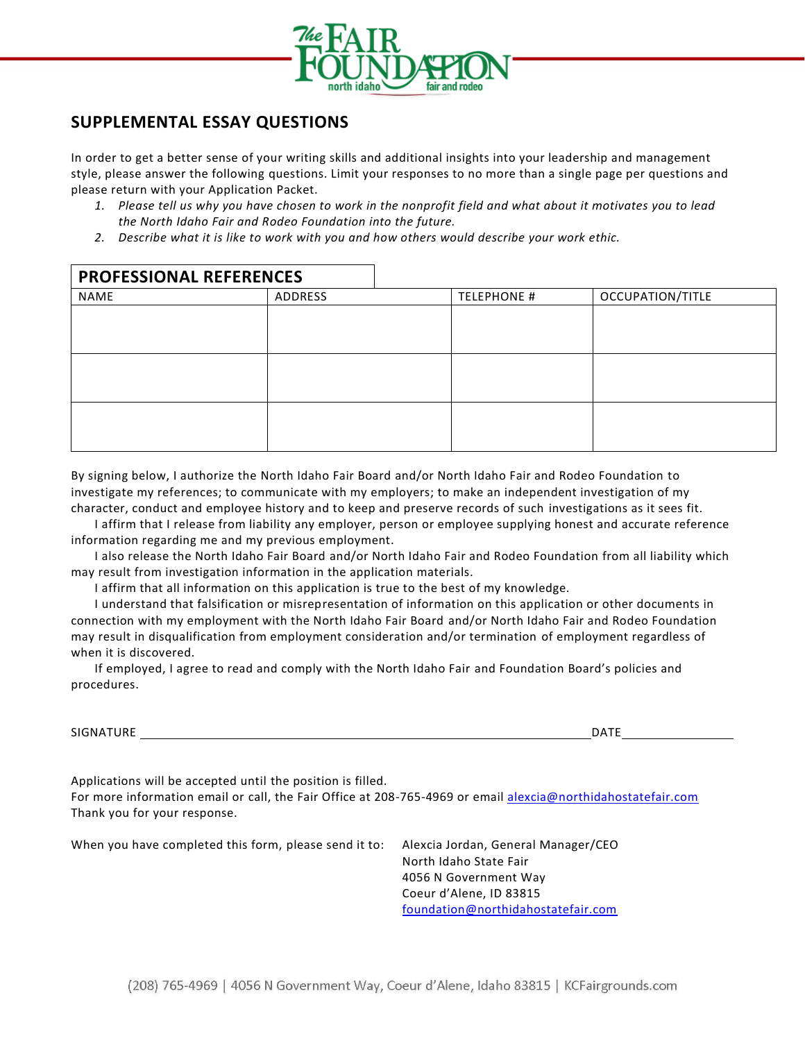## SUPPLEMENTAL ESSAY QUESTIONS

In order to get a better sense of your writing skills and additional insights into your leadership and management style, please answer the following questions. Limit your responses to no more than a single page per questions and please return with your Application Packet.

1. *Please tell us why you have chosen to work in the nonprofit field and what about it motivates you to lead the North Idaho Fair and Rodeo Foundation into the future.*
2. *Describe what it is like to work with you and how others would describe your work ethic.*

## PROFESSIONAL REFERENCES

| NAME | ADDRESS | TELEPHONE # | OCCUPATION/TITLE |
|---|---|---|---|
| | | | |
| | | | |
| | | | |

By signing below, I authorize the North Idaho Fair Board and/or North Idaho Fair and Rodeo Foundation to investigate my references; to communicate with my employers; to make an independent investigation of my character, conduct and employee history and to keep and preserve records of such investigations as it sees fit.

I affirm that I release from liability any employer, person or employee supplying honest and accurate reference information regarding me and my previous employment.

I also release the North Idaho Fair Board and/or North Idaho Fair and Rodeo Foundation from all liability which may result from investigation information in the application materials.

I affirm that all information on this application is true to the best of my knowledge.

I understand that falsification or misrepresentation of information on this application or other documents in connection with my employment with the North Idaho Fair Board and/or North Idaho Fair and Rodeo Foundation may result in disqualification from employment consideration and/or termination of employment regardless of when it is discovered.

If employed, I agree to read and comply with the North Idaho Fair and Foundation Board's policies and procedures.

SIGNATURE ______________________________________________ DATE ______________

Applications will be accepted until the position is filled.
For more information email or call, the Fair Office at 208-765-4969 or email alexcia@northidahostatefair.com
Thank you for your response.

When you have completed this form, please send it to:

Alexcia Jordan, General Manager/CEO
North Idaho State Fair
4056 N Government Way
Coeur d'Alene, ID 83815
foundation@northidahostatefair.com